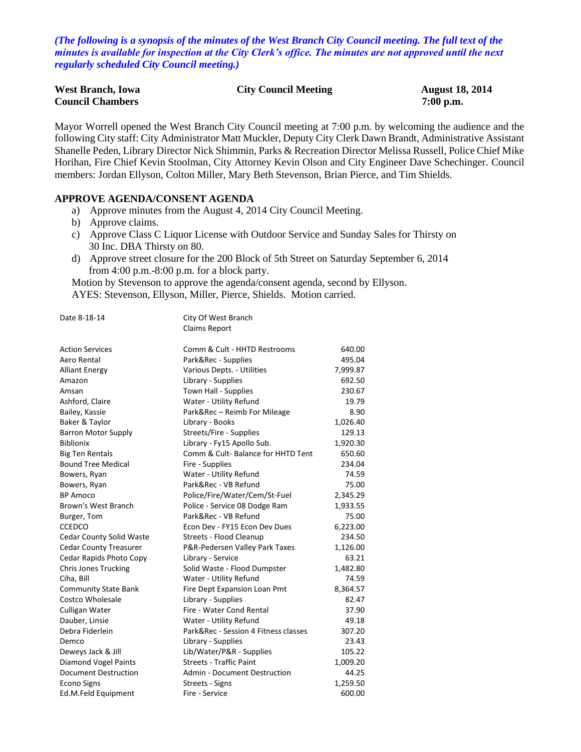*(The following is a synopsis of the minutes of the West Branch City Council meeting. The full text of the minutes is available for inspection at the City Clerk's office. The minutes are not approved until the next regularly scheduled City Council meeting.)*

**West Branch, Iowa** | **City Council Meeting** | **August 18, 2014**
**Council Chambers** | | **7:00 p.m.**

Mayor Worrell opened the West Branch City Council meeting at 7:00 p.m. by welcoming the audience and the following City staff: City Administrator Matt Muckler, Deputy City Clerk Dawn Brandt, Administrative Assistant Shanelle Peden, Library Director Nick Shimmin, Parks & Recreation Director Melissa Russell, Police Chief Mike Horihan, Fire Chief Kevin Stoolman, City Attorney Kevin Olson and City Engineer Dave Schechinger. Council members: Jordan Ellyson, Colton Miller, Mary Beth Stevenson, Brian Pierce, and Tim Shields.

## APPROVE AGENDA/CONSENT AGENDA

a) Approve minutes from the August 4, 2014 City Council Meeting.
b) Approve claims.
c) Approve Class C Liquor License with Outdoor Service and Sunday Sales for Thirsty on 30 Inc. DBA Thirsty on 80.
d) Approve street closure for the 200 Block of 5th Street on Saturday September 6, 2014 from 4:00 p.m.-8:00 p.m. for a block party.

Motion by Stevenson to approve the agenda/consent agenda, second by Ellyson.
AYES: Stevenson, Ellyson, Miller, Pierce, Shields. Motion carried.

Date 8-18-14 — City Of West Branch Claims Report

| Vendor | Description | Amount |
|---|---|---|
| Action Services | Comm & Cult - HHTD Restrooms | 640.00 |
| Aero Rental | Park&Rec - Supplies | 495.04 |
| Alliant Energy | Various Depts. - Utilities | 7,999.87 |
| Amazon | Library - Supplies | 692.50 |
| Amsan | Town Hall - Supplies | 230.67 |
| Ashford, Claire | Water - Utility Refund | 19.79 |
| Bailey, Kassie | Park&Rec – Reimb For Mileage | 8.90 |
| Baker & Taylor | Library - Books | 1,026.40 |
| Barron Motor Supply | Streets/Fire - Supplies | 129.13 |
| Biblionix | Library - Fy15 Apollo Sub. | 1,920.30 |
| Big Ten Rentals | Comm & Cult- Balance for HHTD Tent | 650.60 |
| Bound Tree Medical | Fire - Supplies | 234.04 |
| Bowers, Ryan | Water - Utility Refund | 74.59 |
| Bowers, Ryan | Park&Rec - VB Refund | 75.00 |
| BP Amoco | Police/Fire/Water/Cem/St-Fuel | 2,345.29 |
| Brown's West Branch | Police - Service 08 Dodge Ram | 1,933.55 |
| Burger, Tom | Park&Rec - VB Refund | 75.00 |
| CCEDCO | Econ Dev - FY15 Econ Dev Dues | 6,223.00 |
| Cedar County Solid Waste | Streets - Flood Cleanup | 234.50 |
| Cedar County Treasurer | P&R-Pedersen Valley Park Taxes | 1,126.00 |
| Cedar Rapids Photo Copy | Library - Service | 63.21 |
| Chris Jones Trucking | Solid Waste - Flood Dumpster | 1,482.80 |
| Ciha, Bill | Water - Utility Refund | 74.59 |
| Community State Bank | Fire Dept Expansion Loan Pmt | 8,364.57 |
| Costco Wholesale | Library - Supplies | 82.47 |
| Culligan Water | Fire - Water Cond Rental | 37.90 |
| Dauber, Linsie | Water - Utility Refund | 49.18 |
| Debra Fiderlein | Park&Rec - Session 4 Fitness classes | 307.20 |
| Demco | Library - Supplies | 23.43 |
| Deweys Jack & Jill | Lib/Water/P&R - Supplies | 105.22 |
| Diamond Vogel Paints | Streets - Traffic Paint | 1,009.20 |
| Document Destruction | Admin - Document Destruction | 44.25 |
| Econo Signs | Streets - Signs | 1,259.50 |
| Ed.M.Feld Equipment | Fire - Service | 600.00 |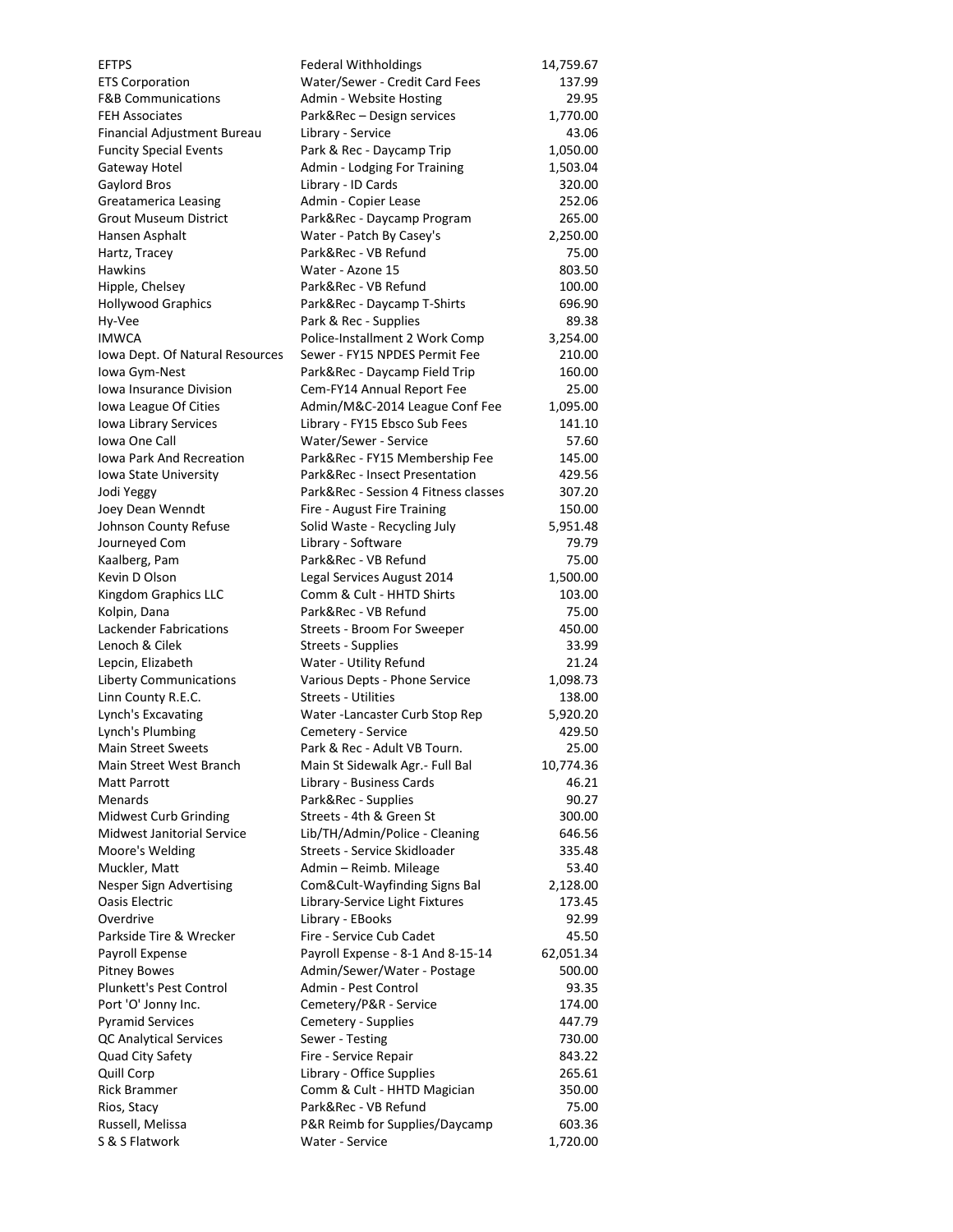| | | |
|---|---|---|
| EFTPS | Federal Withholdings | 14,759.67 |
| ETS Corporation | Water/Sewer - Credit Card Fees | 137.99 |
| F&B Communications | Admin - Website Hosting | 29.95 |
| FEH Associates | Park&Rec – Design services | 1,770.00 |
| Financial Adjustment Bureau | Library - Service | 43.06 |
| Funcity Special Events | Park & Rec - Daycamp Trip | 1,050.00 |
| Gateway Hotel | Admin - Lodging For Training | 1,503.04 |
| Gaylord Bros | Library - ID Cards | 320.00 |
| Greatamerica Leasing | Admin - Copier Lease | 252.06 |
| Grout Museum District | Park&Rec - Daycamp Program | 265.00 |
| Hansen Asphalt | Water - Patch By Casey's | 2,250.00 |
| Hartz, Tracey | Park&Rec - VB Refund | 75.00 |
| Hawkins | Water - Azone 15 | 803.50 |
| Hipple, Chelsey | Park&Rec - VB Refund | 100.00 |
| Hollywood Graphics | Park&Rec - Daycamp T-Shirts | 696.90 |
| Hy-Vee | Park & Rec - Supplies | 89.38 |
| IMWCA | Police-Installment 2 Work Comp | 3,254.00 |
| Iowa Dept. Of Natural Resources | Sewer - FY15 NPDES Permit Fee | 210.00 |
| Iowa Gym-Nest | Park&Rec - Daycamp Field Trip | 160.00 |
| Iowa Insurance Division | Cem-FY14 Annual Report Fee | 25.00 |
| Iowa League Of Cities | Admin/M&C-2014 League Conf Fee | 1,095.00 |
| Iowa Library Services | Library - FY15 Ebsco Sub Fees | 141.10 |
| Iowa One Call | Water/Sewer - Service | 57.60 |
| Iowa Park And Recreation | Park&Rec - FY15 Membership Fee | 145.00 |
| Iowa State University | Park&Rec - Insect Presentation | 429.56 |
| Jodi Yeggy | Park&Rec - Session 4 Fitness classes | 307.20 |
| Joey Dean Wenndt | Fire - August Fire Training | 150.00 |
| Johnson County Refuse | Solid Waste - Recycling July | 5,951.48 |
| Journeyed Com | Library - Software | 79.79 |
| Kaalberg, Pam | Park&Rec - VB Refund | 75.00 |
| Kevin D Olson | Legal Services August 2014 | 1,500.00 |
| Kingdom Graphics LLC | Comm & Cult - HHTD Shirts | 103.00 |
| Kolpin, Dana | Park&Rec - VB Refund | 75.00 |
| Lackender Fabrications | Streets - Broom For Sweeper | 450.00 |
| Lenoch & Cilek | Streets - Supplies | 33.99 |
| Lepcin, Elizabeth | Water - Utility Refund | 21.24 |
| Liberty Communications | Various Depts - Phone Service | 1,098.73 |
| Linn County R.E.C. | Streets - Utilities | 138.00 |
| Lynch's Excavating | Water -Lancaster Curb Stop Rep | 5,920.20 |
| Lynch's Plumbing | Cemetery - Service | 429.50 |
| Main Street Sweets | Park & Rec - Adult VB Tourn. | 25.00 |
| Main Street West Branch | Main St Sidewalk Agr.- Full Bal | 10,774.36 |
| Matt Parrott | Library - Business Cards | 46.21 |
| Menards | Park&Rec - Supplies | 90.27 |
| Midwest Curb Grinding | Streets - 4th & Green St | 300.00 |
| Midwest Janitorial Service | Lib/TH/Admin/Police - Cleaning | 646.56 |
| Moore's Welding | Streets - Service Skidloader | 335.48 |
| Muckler, Matt | Admin – Reimb. Mileage | 53.40 |
| Nesper Sign Advertising | Com&Cult-Wayfinding Signs Bal | 2,128.00 |
| Oasis Electric | Library-Service Light Fixtures | 173.45 |
| Overdrive | Library - EBooks | 92.99 |
| Parkside Tire & Wrecker | Fire - Service Cub Cadet | 45.50 |
| Payroll Expense | Payroll Expense - 8-1 And 8-15-14 | 62,051.34 |
| Pitney Bowes | Admin/Sewer/Water - Postage | 500.00 |
| Plunkett's Pest Control | Admin - Pest Control | 93.35 |
| Port 'O' Jonny Inc. | Cemetery/P&R - Service | 174.00 |
| Pyramid Services | Cemetery - Supplies | 447.79 |
| QC Analytical Services | Sewer - Testing | 730.00 |
| Quad City Safety | Fire - Service Repair | 843.22 |
| Quill Corp | Library - Office Supplies | 265.61 |
| Rick Brammer | Comm & Cult - HHTD Magician | 350.00 |
| Rios, Stacy | Park&Rec - VB Refund | 75.00 |
| Russell, Melissa | P&R Reimb for Supplies/Daycamp | 603.36 |
| S & S Flatwork | Water - Service | 1,720.00 |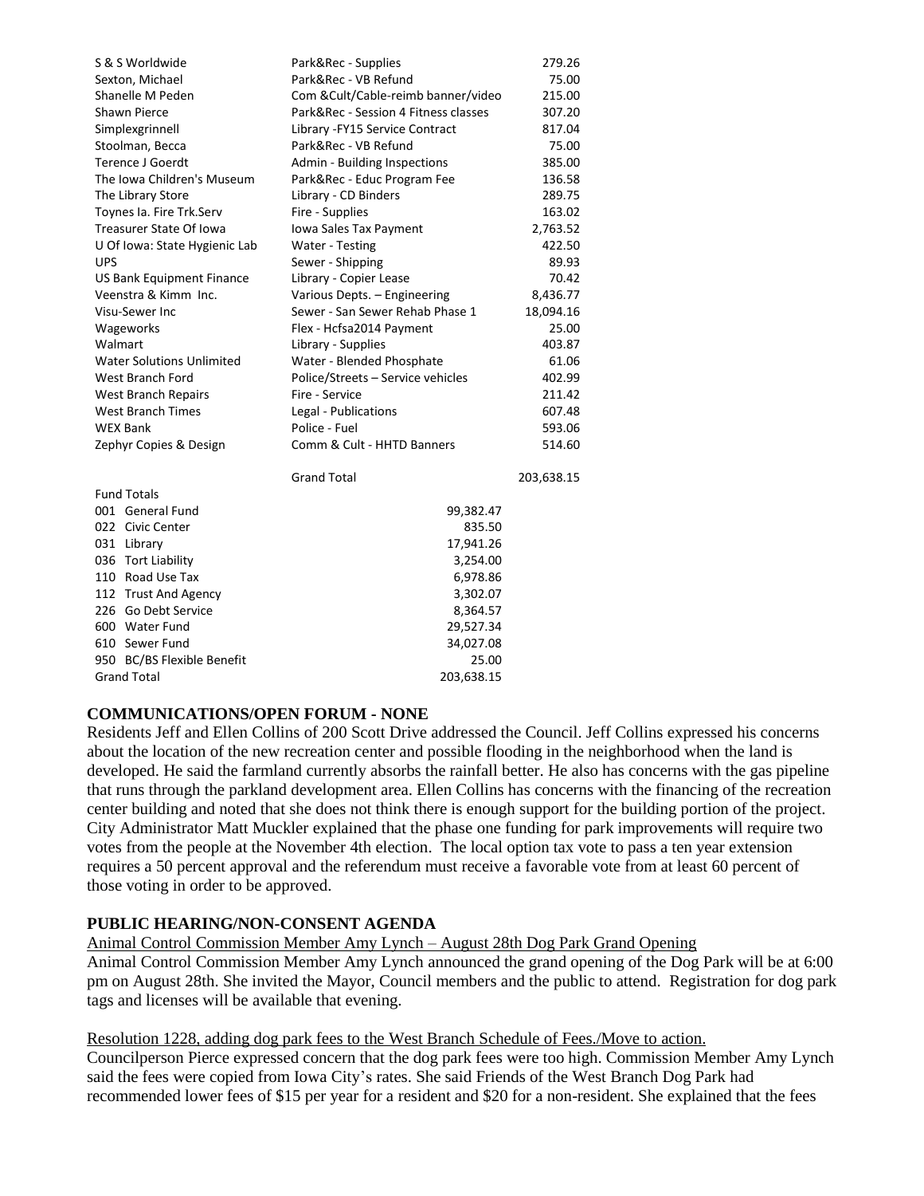| | | |
|---|---|---|
| S & S Worldwide | Park&Rec - Supplies | 279.26 |
| Sexton, Michael | Park&Rec - VB Refund | 75.00 |
| Shanelle M Peden | Com &Cult/Cable-reimb banner/video | 215.00 |
| Shawn Pierce | Park&Rec - Session 4 Fitness classes | 307.20 |
| Simplexgrinnell | Library -FY15 Service Contract | 817.04 |
| Stoolman, Becca | Park&Rec - VB Refund | 75.00 |
| Terence J Goerdt | Admin - Building Inspections | 385.00 |
| The Iowa Children's Museum | Park&Rec - Educ Program Fee | 136.58 |
| The Library Store | Library - CD Binders | 289.75 |
| Toynes Ia. Fire Trk.Serv | Fire - Supplies | 163.02 |
| Treasurer State Of Iowa | Iowa Sales Tax Payment | 2,763.52 |
| U Of Iowa: State Hygienic Lab | Water - Testing | 422.50 |
| UPS | Sewer - Shipping | 89.93 |
| US Bank Equipment Finance | Library - Copier Lease | 70.42 |
| Veenstra & Kimm Inc. | Various Depts. – Engineering | 8,436.77 |
| Visu-Sewer Inc | Sewer - San Sewer Rehab Phase 1 | 18,094.16 |
| Wageworks | Flex - Hcfsa2014 Payment | 25.00 |
| Walmart | Library - Supplies | 403.87 |
| Water Solutions Unlimited | Water - Blended Phosphate | 61.06 |
| West Branch Ford | Police/Streets – Service vehicles | 402.99 |
| West Branch Repairs | Fire - Service | 211.42 |
| West Branch Times | Legal - Publications | 607.48 |
| WEX Bank | Police - Fuel | 593.06 |
| Zephyr Copies & Design | Comm & Cult - HHTD Banners | 514.60 |
| | Grand Total | 203,638.15 |

| Fund Totals | |
|---|---|
| 001 General Fund | 99,382.47 |
| 022 Civic Center | 835.50 |
| 031 Library | 17,941.26 |
| 036 Tort Liability | 3,254.00 |
| 110 Road Use Tax | 6,978.86 |
| 112 Trust And Agency | 3,302.07 |
| 226 Go Debt Service | 8,364.57 |
| 600 Water Fund | 29,527.34 |
| 610 Sewer Fund | 34,027.08 |
| 950 BC/BS Flexible Benefit | 25.00 |
| Grand Total | 203,638.15 |

**COMMUNICATIONS/OPEN FORUM - NONE**

Residents Jeff and Ellen Collins of 200 Scott Drive addressed the Council. Jeff Collins expressed his concerns about the location of the new recreation center and possible flooding in the neighborhood when the land is developed. He said the farmland currently absorbs the rainfall better. He also has concerns with the gas pipeline that runs through the parkland development area. Ellen Collins has concerns with the financing of the recreation center building and noted that she does not think there is enough support for the building portion of the project. City Administrator Matt Muckler explained that the phase one funding for park improvements will require two votes from the people at the November 4th election. The local option tax vote to pass a ten year extension requires a 50 percent approval and the referendum must receive a favorable vote from at least 60 percent of those voting in order to be approved.

**PUBLIC HEARING/NON-CONSENT AGENDA**

Animal Control Commission Member Amy Lynch – August 28th Dog Park Grand Opening

Animal Control Commission Member Amy Lynch announced the grand opening of the Dog Park will be at 6:00 pm on August 28th. She invited the Mayor, Council members and the public to attend. Registration for dog park tags and licenses will be available that evening.

Resolution 1228, adding dog park fees to the West Branch Schedule of Fees./Move to action.

Councilperson Pierce expressed concern that the dog park fees were too high. Commission Member Amy Lynch said the fees were copied from Iowa City's rates. She said Friends of the West Branch Dog Park had recommended lower fees of $15 per year for a resident and $20 for a non-resident. She explained that the fees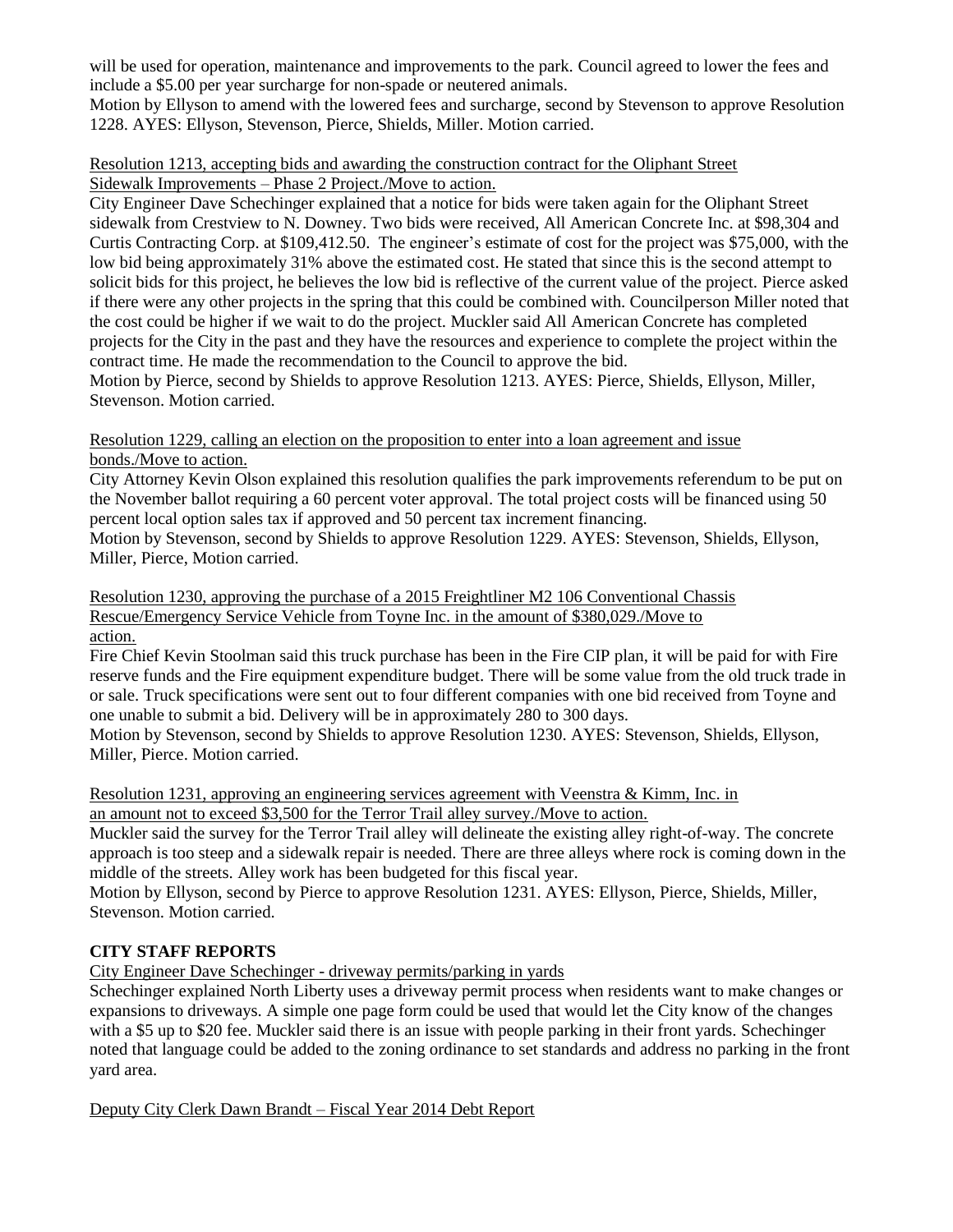will be used for operation, maintenance and improvements to the park. Council agreed to lower the fees and include a $5.00 per year surcharge for non-spade or neutered animals.

Motion by Ellyson to amend with the lowered fees and surcharge, second by Stevenson to approve Resolution 1228. AYES: Ellyson, Stevenson, Pierce, Shields, Miller. Motion carried.

Resolution 1213, accepting bids and awarding the construction contract for the Oliphant Street Sidewalk Improvements – Phase 2 Project./Move to action.

City Engineer Dave Schechinger explained that a notice for bids were taken again for the Oliphant Street sidewalk from Crestview to N. Downey. Two bids were received, All American Concrete Inc. at $98,304 and Curtis Contracting Corp. at $109,412.50. The engineer's estimate of cost for the project was $75,000, with the low bid being approximately 31% above the estimated cost. He stated that since this is the second attempt to solicit bids for this project, he believes the low bid is reflective of the current value of the project. Pierce asked if there were any other projects in the spring that this could be combined with. Councilperson Miller noted that the cost could be higher if we wait to do the project. Muckler said All American Concrete has completed projects for the City in the past and they have the resources and experience to complete the project within the contract time. He made the recommendation to the Council to approve the bid.

Motion by Pierce, second by Shields to approve Resolution 1213. AYES: Pierce, Shields, Ellyson, Miller, Stevenson. Motion carried.

Resolution 1229, calling an election on the proposition to enter into a loan agreement and issue bonds./Move to action.

City Attorney Kevin Olson explained this resolution qualifies the park improvements referendum to be put on the November ballot requiring a 60 percent voter approval. The total project costs will be financed using 50 percent local option sales tax if approved and 50 percent tax increment financing.

Motion by Stevenson, second by Shields to approve Resolution 1229. AYES: Stevenson, Shields, Ellyson, Miller, Pierce, Motion carried.

Resolution 1230, approving the purchase of a 2015 Freightliner M2 106 Conventional Chassis Rescue/Emergency Service Vehicle from Toyne Inc. in the amount of $380,029./Move to action.

Fire Chief Kevin Stoolman said this truck purchase has been in the Fire CIP plan, it will be paid for with Fire reserve funds and the Fire equipment expenditure budget. There will be some value from the old truck trade in or sale. Truck specifications were sent out to four different companies with one bid received from Toyne and one unable to submit a bid. Delivery will be in approximately 280 to 300 days.

Motion by Stevenson, second by Shields to approve Resolution 1230. AYES: Stevenson, Shields, Ellyson, Miller, Pierce. Motion carried.

Resolution 1231, approving an engineering services agreement with Veenstra & Kimm, Inc. in an amount not to exceed $3,500 for the Terror Trail alley survey./Move to action.

Muckler said the survey for the Terror Trail alley will delineate the existing alley right-of-way. The concrete approach is too steep and a sidewalk repair is needed. There are three alleys where rock is coming down in the middle of the streets. Alley work has been budgeted for this fiscal year.

Motion by Ellyson, second by Pierce to approve Resolution 1231. AYES: Ellyson, Pierce, Shields, Miller, Stevenson. Motion carried.

**CITY STAFF REPORTS**

City Engineer Dave Schechinger - driveway permits/parking in yards

Schechinger explained North Liberty uses a driveway permit process when residents want to make changes or expansions to driveways. A simple one page form could be used that would let the City know of the changes with a $5 up to $20 fee. Muckler said there is an issue with people parking in their front yards. Schechinger noted that language could be added to the zoning ordinance to set standards and address no parking in the front yard area.

Deputy City Clerk Dawn Brandt – Fiscal Year 2014 Debt Report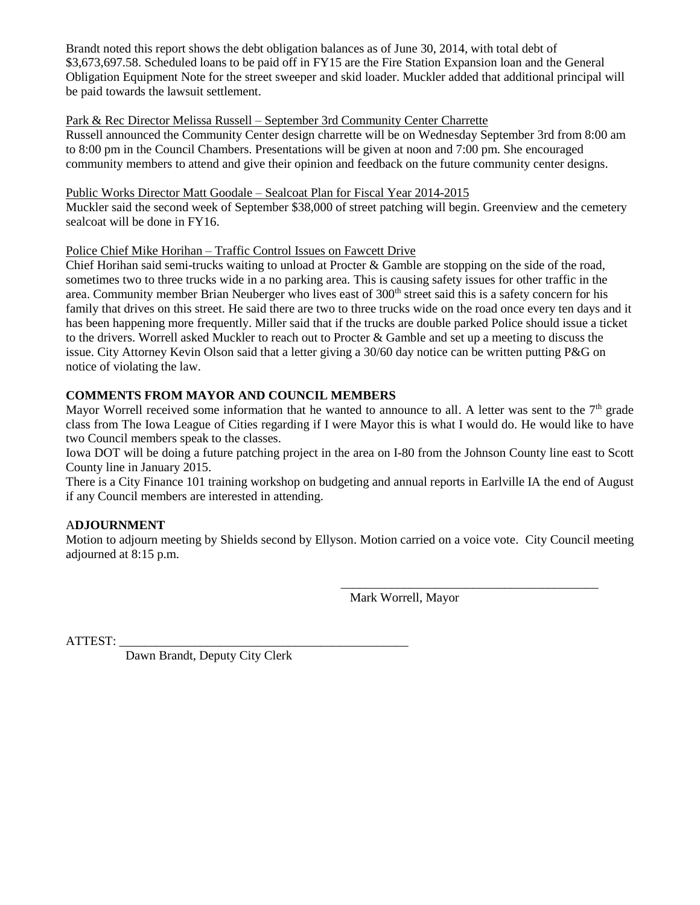Brandt noted this report shows the debt obligation balances as of June 30, 2014, with total debt of $3,673,697.58. Scheduled loans to be paid off in FY15 are the Fire Station Expansion loan and the General Obligation Equipment Note for the street sweeper and skid loader. Muckler added that additional principal will be paid towards the lawsuit settlement.

Park & Rec Director Melissa Russell – September 3rd Community Center Charrette

Russell announced the Community Center design charrette will be on Wednesday September 3rd from 8:00 am to 8:00 pm in the Council Chambers. Presentations will be given at noon and 7:00 pm. She encouraged community members to attend and give their opinion and feedback on the future community center designs.

Public Works Director Matt Goodale – Sealcoat Plan for Fiscal Year 2014-2015

Muckler said the second week of September $38,000 of street patching will begin. Greenview and the cemetery sealcoat will be done in FY16.

Police Chief Mike Horihan – Traffic Control Issues on Fawcett Drive

Chief Horihan said semi-trucks waiting to unload at Procter & Gamble are stopping on the side of the road, sometimes two to three trucks wide in a no parking area. This is causing safety issues for other traffic in the area. Community member Brian Neuberger who lives east of 300th street said this is a safety concern for his family that drives on this street. He said there are two to three trucks wide on the road once every ten days and it has been happening more frequently. Miller said that if the trucks are double parked Police should issue a ticket to the drivers. Worrell asked Muckler to reach out to Procter & Gamble and set up a meeting to discuss the issue. City Attorney Kevin Olson said that a letter giving a 30/60 day notice can be written putting P&G on notice of violating the law.

**COMMENTS FROM MAYOR AND COUNCIL MEMBERS**

Mayor Worrell received some information that he wanted to announce to all. A letter was sent to the 7th grade class from The Iowa League of Cities regarding if I were Mayor this is what I would do. He would like to have two Council members speak to the classes.

Iowa DOT will be doing a future patching project in the area on I-80 from the Johnson County line east to Scott County line in January 2015.

There is a City Finance 101 training workshop on budgeting and annual reports in Earlville IA the end of August if any Council members are interested in attending.

**ADJOURNMENT**

Motion to adjourn meeting by Shields second by Ellyson. Motion carried on a voice vote. City Council meeting adjourned at 8:15 p.m.

\_\_\_\_\_\_\_\_\_\_\_\_\_\_\_\_\_\_\_\_\_\_\_\_\_\_\_\_\_\_\_\_\_\_\_\_\_\_\_\_\_\_

Mark Worrell, Mayor

ATTEST: \_\_\_\_\_\_\_\_\_\_\_\_\_\_\_\_\_\_\_\_\_\_\_\_\_\_\_\_\_\_\_\_\_\_\_\_\_\_\_\_\_\_\_\_\_\_\_

Dawn Brandt, Deputy City Clerk